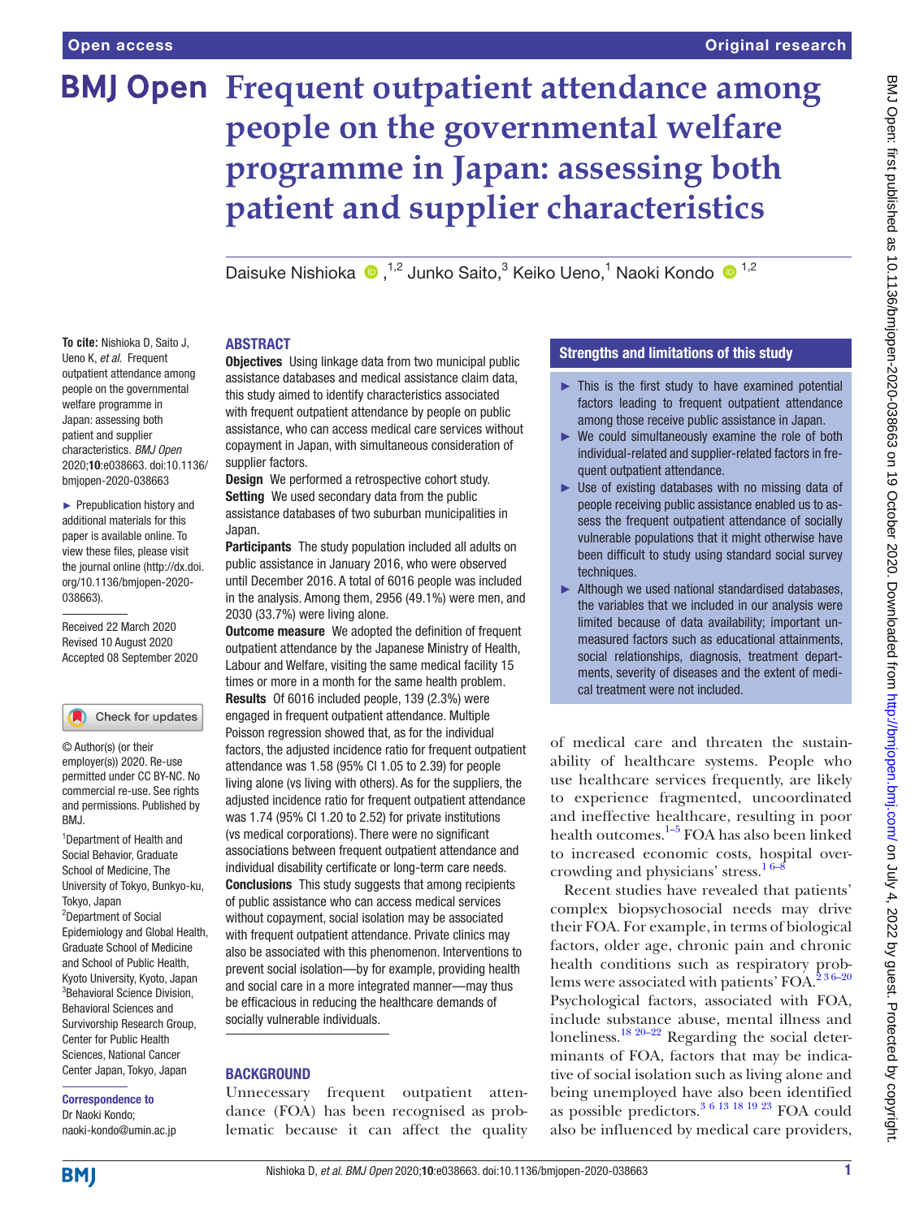Open access

Original research

# Frequent outpatient attendance among people on the governmental welfare programme in Japan: assessing both patient and supplier characteristics

Daisuke Nishioka [1,2], Junko Saito,[3] Keiko Ueno,[1] Naoki Kondo [1,2]

**To cite:** Nishioka D, Saito J, Ueno K, *et al*. Frequent outpatient attendance among people on the governmental welfare programme in Japan: assessing both patient and supplier characteristics. *BMJ Open* 2020;**10**:e038663. doi:10.1136/bmjopen-2020-038663

► Prepublication history and additional materials for this paper is available online. To view these files, please visit the journal online (http://dx.doi.org/10.1136/bmjopen-2020-038663).

Received 22 March 2020
Revised 10 August 2020
Accepted 08 September 2020

© Author(s) (or their employer(s)) 2020. Re-use permitted under CC BY-NC. No commercial re-use. See rights and permissions. Published by BMJ.

[1]Department of Health and Social Behavior, Graduate School of Medicine, The University of Tokyo, Bunkyo-ku, Tokyo, Japan
[2]Department of Social Epidemiology and Global Health, Graduate School of Medicine and School of Public Health, Kyoto University, Kyoto, Japan
[3]Behavioral Science Division, Behavioral Sciences and Survivorship Research Group, Center for Public Health Sciences, National Cancer Center Japan, Tokyo, Japan

**Correspondence to**
Dr Naoki Kondo;
naoki-kondo@umin.ac.jp

## ABSTRACT

**Objectives** Using linkage data from two municipal public assistance databases and medical assistance claim data, this study aimed to identify characteristics associated with frequent outpatient attendance by people on public assistance, who can access medical care services without copayment in Japan, with simultaneous consideration of supplier factors.

**Design** We performed a retrospective cohort study.

**Setting** We used secondary data from the public assistance databases of two suburban municipalities in Japan.

**Participants** The study population included all adults on public assistance in January 2016, who were observed until December 2016. A total of 6016 people was included in the analysis. Among them, 2956 (49.1%) were men, and 2030 (33.7%) were living alone.

**Outcome measure** We adopted the definition of frequent outpatient attendance by the Japanese Ministry of Health, Labour and Welfare, visiting the same medical facility 15 times or more in a month for the same health problem.

**Results** Of 6016 included people, 139 (2.3%) were engaged in frequent outpatient attendance. Multiple Poisson regression showed that, as for the individual factors, the adjusted incidence ratio for frequent outpatient attendance was 1.58 (95% CI 1.05 to 2.39) for people living alone (vs living with others). As for the suppliers, the adjusted incidence ratio for frequent outpatient attendance was 1.74 (95% CI 1.20 to 2.52) for private institutions (vs medical corporations). There were no significant associations between frequent outpatient attendance and individual disability certificate or long-term care needs.

**Conclusions** This study suggests that among recipients of public assistance who can access medical services without copayment, social isolation may be associated with frequent outpatient attendance. Private clinics may also be associated with this phenomenon. Interventions to prevent social isolation—for example, providing health and social care in a more integrated manner—may thus be efficacious in reducing the healthcare demands of socially vulnerable individuals.

### Strengths and limitations of this study

- ► This is the first study to have examined potential factors leading to frequent outpatient attendance among those receive public assistance in Japan.
- ► We could simultaneously examine the role of both individual-related and supplier-related factors in frequent outpatient attendance.
- ► Use of existing databases with no missing data of people receiving public assistance enabled us to assess the frequent outpatient attendance of socially vulnerable populations that it might otherwise have been difficult to study using standard social survey techniques.
- ► Although we used national standardised databases, the variables that we included in our analysis were limited because of data availability; important unmeasured factors such as educational attainments, social relationships, diagnosis, treatment departments, severity of diseases and the extent of medical treatment were not included.

## BACKGROUND

Unnecessary frequent outpatient attendance (FOA) has been recognised as problematic because it can affect the quality of medical care and threaten the sustainability of healthcare systems. People who use healthcare services frequently, are likely to experience fragmented, uncoordinated and ineffective healthcare, resulting in poor health outcomes.[1–5] FOA has also been linked to increased economic costs, hospital overcrowding and physicians' stress.[1 6–8]

Recent studies have revealed that patients' complex biopsychosocial needs may drive their FOA. For example, in terms of biological factors, older age, chronic pain and chronic health conditions such as respiratory problems were associated with patients' FOA.[2 3 6–20] Psychological factors, associated with FOA, include substance abuse, mental illness and loneliness.[18 20–22] Regarding the social determinants of FOA, factors that may be indicative of social isolation such as living alone and being unemployed have also been identified as possible predictors.[3 6 13 18 19 23] FOA could also be influenced by medical care providers,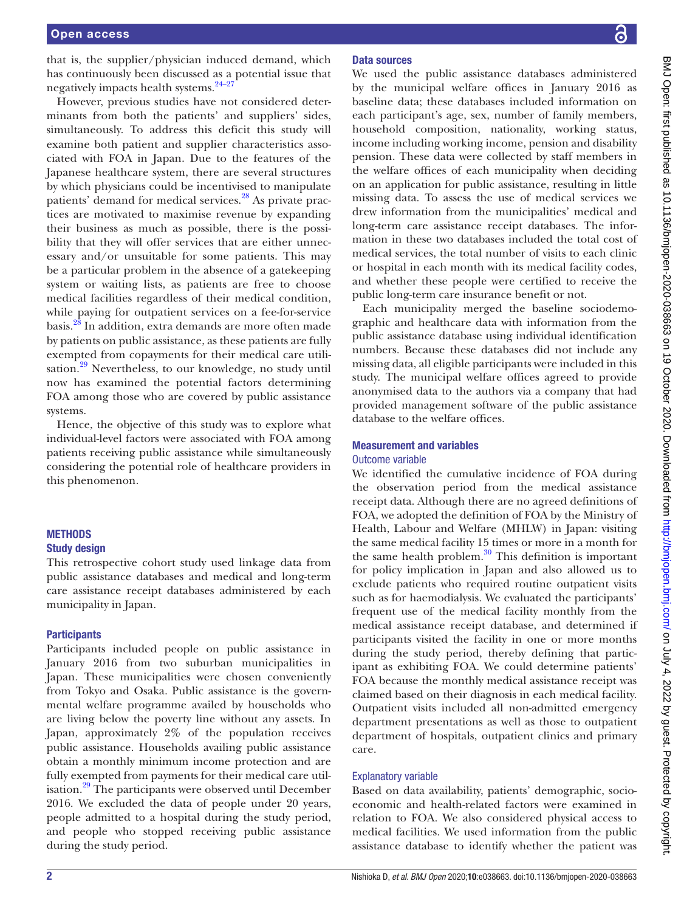that is, the supplier/physician induced demand, which has continuously been discussed as a potential issue that negatively impacts health systems.[24–27]

However, previous studies have not considered determinants from both the patients' and suppliers' sides, simultaneously. To address this deficit this study will examine both patient and supplier characteristics associated with FOA in Japan. Due to the features of the Japanese healthcare system, there are several structures by which physicians could be incentivised to manipulate patients' demand for medical services.[28] As private practices are motivated to maximise revenue by expanding their business as much as possible, there is the possibility that they will offer services that are either unnecessary and/or unsuitable for some patients. This may be a particular problem in the absence of a gatekeeping system or waiting lists, as patients are free to choose medical facilities regardless of their medical condition, while paying for outpatient services on a fee-for-service basis.[28] In addition, extra demands are more often made by patients on public assistance, as these patients are fully exempted from copayments for their medical care utilisation.[29] Nevertheless, to our knowledge, no study until now has examined the potential factors determining FOA among those who are covered by public assistance systems.

Hence, the objective of this study was to explore what individual-level factors were associated with FOA among patients receiving public assistance while simultaneously considering the potential role of healthcare providers in this phenomenon.

## METHODS

### Study design

This retrospective cohort study used linkage data from public assistance databases and medical and long-term care assistance receipt databases administered by each municipality in Japan.

### Participants

Participants included people on public assistance in January 2016 from two suburban municipalities in Japan. These municipalities were chosen conveniently from Tokyo and Osaka. Public assistance is the governmental welfare programme availed by households who are living below the poverty line without any assets. In Japan, approximately 2% of the population receives public assistance. Households availing public assistance obtain a monthly minimum income protection and are fully exempted from payments for their medical care utilisation.[29] The participants were observed until December 2016. We excluded the data of people under 20 years, people admitted to a hospital during the study period, and people who stopped receiving public assistance during the study period.

### Data sources

We used the public assistance databases administered by the municipal welfare offices in January 2016 as baseline data; these databases included information on each participant's age, sex, number of family members, household composition, nationality, working status, income including working income, pension and disability pension. These data were collected by staff members in the welfare offices of each municipality when deciding on an application for public assistance, resulting in little missing data. To assess the use of medical services we drew information from the municipalities' medical and long-term care assistance receipt databases. The information in these two databases included the total cost of medical services, the total number of visits to each clinic or hospital in each month with its medical facility codes, and whether these people were certified to receive the public long-term care insurance benefit or not.

Each municipality merged the baseline sociodemographic and healthcare data with information from the public assistance database using individual identification numbers. Because these databases did not include any missing data, all eligible participants were included in this study. The municipal welfare offices agreed to provide anonymised data to the authors via a company that had provided management software of the public assistance database to the welfare offices.

### Measurement and variables

#### Outcome variable

We identified the cumulative incidence of FOA during the observation period from the medical assistance receipt data. Although there are no agreed definitions of FOA, we adopted the definition of FOA by the Ministry of Health, Labour and Welfare (MHLW) in Japan: visiting the same medical facility 15 times or more in a month for the same health problem.[30] This definition is important for policy implication in Japan and also allowed us to exclude patients who required routine outpatient visits such as for haemodialysis. We evaluated the participants' frequent use of the medical facility monthly from the medical assistance receipt database, and determined if participants visited the facility in one or more months during the study period, thereby defining that participant as exhibiting FOA. We could determine patients' FOA because the monthly medical assistance receipt was claimed based on their diagnosis in each medical facility. Outpatient visits included all non-admitted emergency department presentations as well as those to outpatient department of hospitals, outpatient clinics and primary care.

#### Explanatory variable

Based on data availability, patients' demographic, socioeconomic and health-related factors were examined in relation to FOA. We also considered physical access to medical facilities. We used information from the public assistance database to identify whether the patient was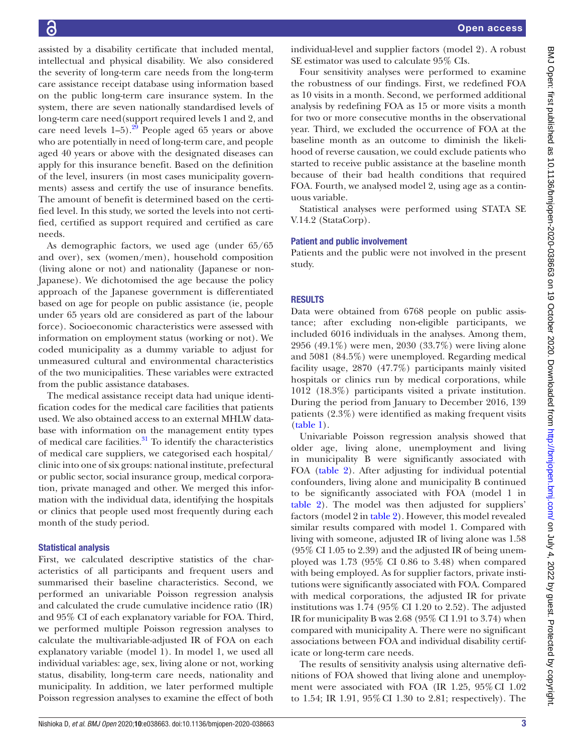assisted by a disability certificate that included mental, intellectual and physical disability. We also considered the severity of long-term care needs from the long-term care assistance receipt database using information based on the public long-term care insurance system. In the system, there are seven nationally standardised levels of long-term care need (support required levels 1 and 2, and care need levels 1–5).[29] People aged 65 years or above who are potentially in need of long-term care, and people aged 40 years or above with the designated diseases can apply for this insurance benefit. Based on the definition of the level, insurers (in most cases municipality governments) assess and certify the use of insurance benefits. The amount of benefit is determined based on the certified level. In this study, we sorted the levels into not certified, certified as support required and certified as care needs.

As demographic factors, we used age (under 65/65 and over), sex (women/men), household composition (living alone or not) and nationality (Japanese or non-Japanese). We dichotomised the age because the policy approach of the Japanese government is differentiated based on age for people on public assistance (ie, people under 65 years old are considered as part of the labour force). Socioeconomic characteristics were assessed with information on employment status (working or not). We coded municipality as a dummy variable to adjust for unmeasured cultural and environmental characteristics of the two municipalities. These variables were extracted from the public assistance databases.

The medical assistance receipt data had unique identification codes for the medical care facilities that patients used. We also obtained access to an external MHLW database with information on the management entity types of medical care facilities.[31] To identify the characteristics of medical care suppliers, we categorised each hospital/clinic into one of six groups: national institute, prefectural or public sector, social insurance group, medical corporation, private managed and other. We merged this information with the individual data, identifying the hospitals or clinics that people used most frequently during each month of the study period.

### Statistical analysis

First, we calculated descriptive statistics of the characteristics of all participants and frequent users and summarised their baseline characteristics. Second, we performed an univariable Poisson regression analysis and calculated the crude cumulative incidence ratio (IR) and 95% CI of each explanatory variable for FOA. Third, we performed multiple Poisson regression analyses to calculate the multivariable-adjusted IR of FOA on each explanatory variable (model 1). In model 1, we used all individual variables: age, sex, living alone or not, working status, disability, long-term care needs, nationality and municipality. In addition, we later performed multiple Poisson regression analyses to examine the effect of both individual-level and supplier factors (model 2). A robust SE estimator was used to calculate 95% CIs.

Four sensitivity analyses were performed to examine the robustness of our findings. First, we redefined FOA as 10 visits in a month. Second, we performed additional analysis by redefining FOA as 15 or more visits a month for two or more consecutive months in the observational year. Third, we excluded the occurrence of FOA at the baseline month as an outcome to diminish the likelihood of reverse causation, we could exclude patients who started to receive public assistance at the baseline month because of their bad health conditions that required FOA. Fourth, we analysed model 2, using age as a continuous variable.

Statistical analyses were performed using STATA SE V.14.2 (StataCorp).

### Patient and public involvement

Patients and the public were not involved in the present study.

## RESULTS

Data were obtained from 6768 people on public assistance; after excluding non-eligible participants, we included 6016 individuals in the analyses. Among them, 2956 (49.1%) were men, 2030 (33.7%) were living alone and 5081 (84.5%) were unemployed. Regarding medical facility usage, 2870 (47.7%) participants mainly visited hospitals or clinics run by medical corporations, while 1012 (18.3%) participants visited a private institution. During the period from January to December 2016, 139 patients (2.3%) were identified as making frequent visits (table 1).

Univariable Poisson regression analysis showed that older age, living alone, unemployment and living in municipality B were significantly associated with FOA (table 2). After adjusting for individual potential confounders, living alone and municipality B continued to be significantly associated with FOA (model 1 in table 2). The model was then adjusted for suppliers' factors (model 2 in table 2). However, this model revealed similar results compared with model 1. Compared with living with someone, adjusted IR of living alone was 1.58 (95% CI 1.05 to 2.39) and the adjusted IR of being unemployed was 1.73 (95% CI 0.86 to 3.48) when compared with being employed. As for supplier factors, private institutions were significantly associated with FOA. Compared with medical corporations, the adjusted IR for private institutions was 1.74 (95% CI 1.20 to 2.52). The adjusted IR for municipality B was 2.68 (95% CI 1.91 to 3.74) when compared with municipality A. There were no significant associations between FOA and individual disability certificate or long-term care needs.

The results of sensitivity analysis using alternative definitions of FOA showed that living alone and unemployment were associated with FOA (IR 1.25, 95% CI 1.02 to 1.54; IR 1.91, 95% CI 1.30 to 2.81; respectively). The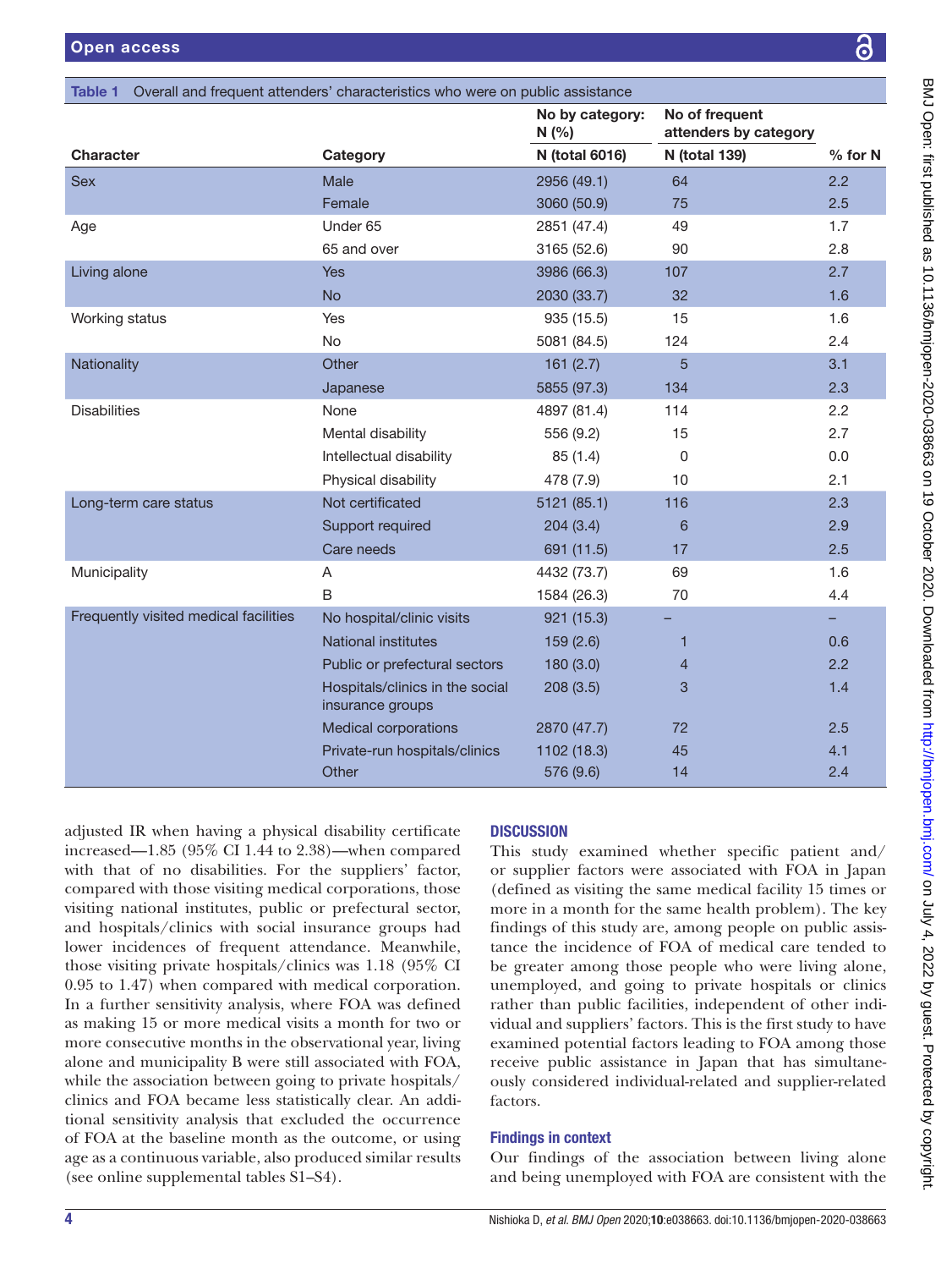Table 1 Overall and frequent attenders' characteristics who were on public assistance

| Character | Category | No by category: N (%) | No of frequent attenders by category | |
|---|---|---|---|---|
| | | N (total 6016) | N (total 139) | % for N |
| Sex | Male | 2956 (49.1) | 64 | 2.2 |
| | Female | 3060 (50.9) | 75 | 2.5 |
| Age | Under 65 | 2851 (47.4) | 49 | 1.7 |
| | 65 and over | 3165 (52.6) | 90 | 2.8 |
| Living alone | Yes | 3986 (66.3) | 107 | 2.7 |
| | No | 2030 (33.7) | 32 | 1.6 |
| Working status | Yes | 935 (15.5) | 15 | 1.6 |
| | No | 5081 (84.5) | 124 | 2.4 |
| Nationality | Other | 161 (2.7) | 5 | 3.1 |
| | Japanese | 5855 (97.3) | 134 | 2.3 |
| Disabilities | None | 4897 (81.4) | 114 | 2.2 |
| | Mental disability | 556 (9.2) | 15 | 2.7 |
| | Intellectual disability | 85 (1.4) | 0 | 0.0 |
| | Physical disability | 478 (7.9) | 10 | 2.1 |
| Long-term care status | Not certificated | 5121 (85.1) | 116 | 2.3 |
| | Support required | 204 (3.4) | 6 | 2.9 |
| | Care needs | 691 (11.5) | 17 | 2.5 |
| Municipality | A | 4432 (73.7) | 69 | 1.6 |
| | B | 1584 (26.3) | 70 | 4.4 |
| Frequently visited medical facilities | No hospital/clinic visits | 921 (15.3) | – | – |
| | National institutes | 159 (2.6) | 1 | 0.6 |
| | Public or prefectural sectors | 180 (3.0) | 4 | 2.2 |
| | Hospitals/clinics in the social insurance groups | 208 (3.5) | 3 | 1.4 |
| | Medical corporations | 2870 (47.7) | 72 | 2.5 |
| | Private-run hospitals/clinics | 1102 (18.3) | 45 | 4.1 |
| | Other | 576 (9.6) | 14 | 2.4 |

adjusted IR when having a physical disability certificate increased—1.85 (95% CI 1.44 to 2.38)—when compared with that of no disabilities. For the suppliers' factor, compared with those visiting medical corporations, those visiting national institutes, public or prefectural sector, and hospitals/clinics with social insurance groups had lower incidences of frequent attendance. Meanwhile, those visiting private hospitals/clinics was 1.18 (95% CI 0.95 to 1.47) when compared with medical corporation. In a further sensitivity analysis, where FOA was defined as making 15 or more medical visits a month for two or more consecutive months in the observational year, living alone and municipality B were still associated with FOA, while the association between going to private hospitals/clinics and FOA became less statistically clear. An additional sensitivity analysis that excluded the occurrence of FOA at the baseline month as the outcome, or using age as a continuous variable, also produced similar results (see online supplemental tables S1–S4).

## DISCUSSION

This study examined whether specific patient and/or supplier factors were associated with FOA in Japan (defined as visiting the same medical facility 15 times or more in a month for the same health problem). The key findings of this study are, among people on public assistance the incidence of FOA of medical care tended to be greater among those people who were living alone, unemployed, and going to private hospitals or clinics rather than public facilities, independent of other individual and suppliers' factors. This is the first study to have examined potential factors leading to FOA among those receive public assistance in Japan that has simultaneously considered individual-related and supplier-related factors.

### Findings in context

Our findings of the association between living alone and being unemployed with FOA are consistent with the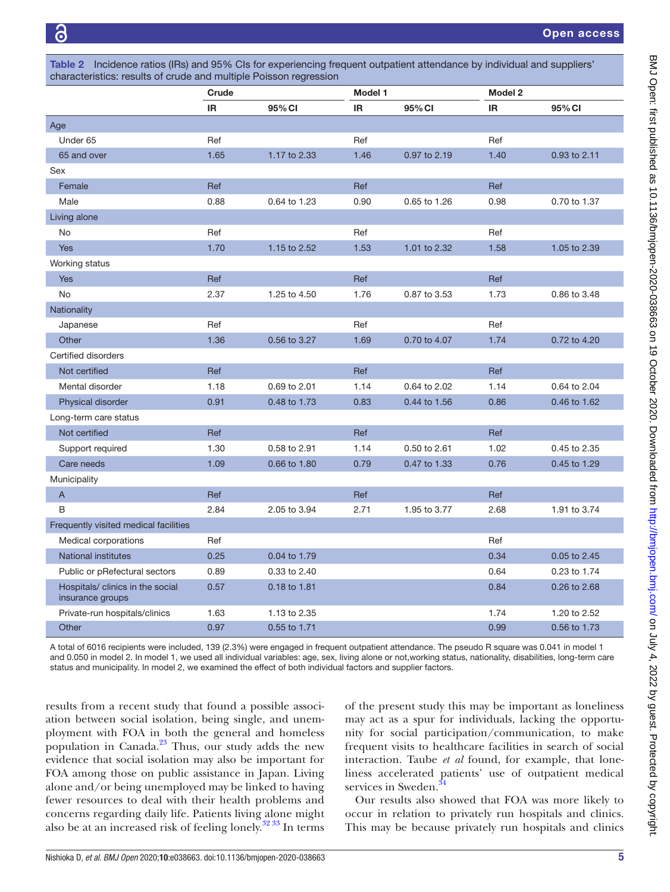**Table 2** Incidence ratios (IRs) and 95% CIs for experiencing frequent outpatient attendance by individual and suppliers' characteristics: results of crude and multiple Poisson regression

| | Crude | | Model 1 | | Model 2 | |
|---|---|---|---|---|---|---|
| | IR | 95% CI | IR | 95% CI | IR | 95% CI |
| **Age** | | | | | | |
| Under 65 | Ref | | Ref | | Ref | |
| 65 and over | 1.65 | 1.17 to 2.33 | 1.46 | 0.97 to 2.19 | 1.40 | 0.93 to 2.11 |
| **Sex** | | | | | | |
| Female | Ref | | Ref | | Ref | |
| Male | 0.88 | 0.64 to 1.23 | 0.90 | 0.65 to 1.26 | 0.98 | 0.70 to 1.37 |
| **Living alone** | | | | | | |
| No | Ref | | Ref | | Ref | |
| Yes | 1.70 | 1.15 to 2.52 | 1.53 | 1.01 to 2.32 | 1.58 | 1.05 to 2.39 |
| **Working status** | | | | | | |
| Yes | Ref | | Ref | | Ref | |
| No | 2.37 | 1.25 to 4.50 | 1.76 | 0.87 to 3.53 | 1.73 | 0.86 to 3.48 |
| **Nationality** | | | | | | |
| Japanese | Ref | | Ref | | Ref | |
| Other | 1.36 | 0.56 to 3.27 | 1.69 | 0.70 to 4.07 | 1.74 | 0.72 to 4.20 |
| **Certified disorders** | | | | | | |
| Not certified | Ref | | Ref | | Ref | |
| Mental disorder | 1.18 | 0.69 to 2.01 | 1.14 | 0.64 to 2.02 | 1.14 | 0.64 to 2.04 |
| Physical disorder | 0.91 | 0.48 to 1.73 | 0.83 | 0.44 to 1.56 | 0.86 | 0.46 to 1.62 |
| **Long-term care status** | | | | | | |
| Not certified | Ref | | Ref | | Ref | |
| Support required | 1.30 | 0.58 to 2.91 | 1.14 | 0.50 to 2.61 | 1.02 | 0.45 to 2.35 |
| Care needs | 1.09 | 0.66 to 1.80 | 0.79 | 0.47 to 1.33 | 0.76 | 0.45 to 1.29 |
| **Municipality** | | | | | | |
| A | Ref | | Ref | | Ref | |
| B | 2.84 | 2.05 to 3.94 | 2.71 | 1.95 to 3.77 | 2.68 | 1.91 to 3.74 |
| **Frequently visited medical facilities** | | | | | | |
| Medical corporations | Ref | | | | Ref | |
| National institutes | 0.25 | 0.04 to 1.79 | | | 0.34 | 0.05 to 2.45 |
| Public or pRefectural sectors | 0.89 | 0.33 to 2.40 | | | 0.64 | 0.23 to 1.74 |
| Hospitals/ clinics in the social insurance groups | 0.57 | 0.18 to 1.81 | | | 0.84 | 0.26 to 2.68 |
| Private-run hospitals/clinics | 1.63 | 1.13 to 2.35 | | | 1.74 | 1.20 to 2.52 |
| Other | 0.97 | 0.55 to 1.71 | | | 0.99 | 0.56 to 1.73 |

A total of 6016 recipients were included, 139 (2.3%) were engaged in frequent outpatient attendance. The pseudo R square was 0.041 in model 1 and 0.050 in model 2. In model 1, we used all individual variables: age, sex, living alone or not,working status, nationality, disabilities, long-term care status and municipality. In model 2, we examined the effect of both individual factors and supplier factors.

results from a recent study that found a possible association between social isolation, being single, and unemployment with FOA in both the general and homeless population in Canada.[23] Thus, our study adds the new evidence that social isolation may also be important for FOA among those on public assistance in Japan. Living alone and/or being unemployed may be linked to having fewer resources to deal with their health problems and concerns regarding daily life. Patients living alone might also be at an increased risk of feeling lonely.[32,33] In terms of the present study this may be important as loneliness may act as a spur for individuals, lacking the opportunity for social participation/communication, to make frequent visits to healthcare facilities in search of social interaction. Taube *et al* found, for example, that loneliness accelerated patients' use of outpatient medical services in Sweden.[34]

Our results also showed that FOA was more likely to occur in relation to privately run hospitals and clinics. This may be because privately run hospitals and clinics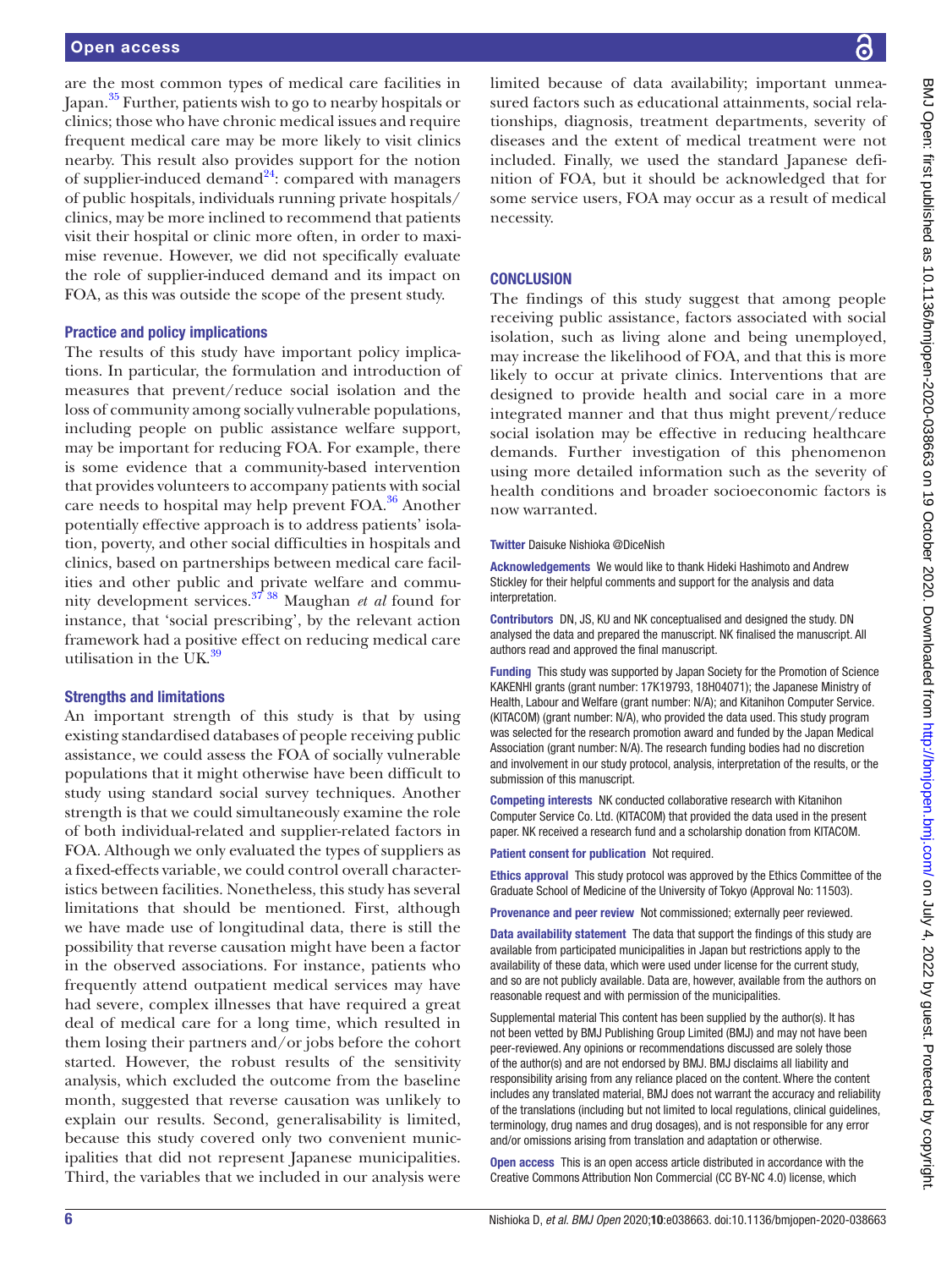are the most common types of medical care facilities in Japan.[35] Further, patients wish to go to nearby hospitals or clinics; those who have chronic medical issues and require frequent medical care may be more likely to visit clinics nearby. This result also provides support for the notion of supplier-induced demand[24]: compared with managers of public hospitals, individuals running private hospitals/clinics, may be more inclined to recommend that patients visit their hospital or clinic more often, in order to maximise revenue. However, we did not specifically evaluate the role of supplier-induced demand and its impact on FOA, as this was outside the scope of the present study.

### Practice and policy implications

The results of this study have important policy implications. In particular, the formulation and introduction of measures that prevent/reduce social isolation and the loss of community among socially vulnerable populations, including people on public assistance welfare support, may be important for reducing FOA. For example, there is some evidence that a community-based intervention that provides volunteers to accompany patients with social care needs to hospital may help prevent FOA.[36] Another potentially effective approach is to address patients' isolation, poverty, and other social difficulties in hospitals and clinics, based on partnerships between medical care facilities and other public and private welfare and community development services.[37 38] Maughan *et al* found for instance, that 'social prescribing', by the relevant action framework had a positive effect on reducing medical care utilisation in the UK.[39]

### Strengths and limitations

An important strength of this study is that by using existing standardised databases of people receiving public assistance, we could assess the FOA of socially vulnerable populations that it might otherwise have been difficult to study using standard social survey techniques. Another strength is that we could simultaneously examine the role of both individual-related and supplier-related factors in FOA. Although we only evaluated the types of suppliers as a fixed-effects variable, we could control overall characteristics between facilities. Nonetheless, this study has several limitations that should be mentioned. First, although we have made use of longitudinal data, there is still the possibility that reverse causation might have been a factor in the observed associations. For instance, patients who frequently attend outpatient medical services may have had severe, complex illnesses that have required a great deal of medical care for a long time, which resulted in them losing their partners and/or jobs before the cohort started. However, the robust results of the sensitivity analysis, which excluded the outcome from the baseline month, suggested that reverse causation was unlikely to explain our results. Second, generalisability is limited, because this study covered only two convenient municipalities that did not represent Japanese municipalities. Third, the variables that we included in our analysis were limited because of data availability; important unmeasured factors such as educational attainments, social relationships, diagnosis, treatment departments, severity of diseases and the extent of medical treatment were not included. Finally, we used the standard Japanese definition of FOA, but it should be acknowledged that for some service users, FOA may occur as a result of medical necessity.

## CONCLUSION

The findings of this study suggest that among people receiving public assistance, factors associated with social isolation, such as living alone and being unemployed, may increase the likelihood of FOA, and that this is more likely to occur at private clinics. Interventions that are designed to provide health and social care in a more integrated manner and that thus might prevent/reduce social isolation may be effective in reducing healthcare demands. Further investigation of this phenomenon using more detailed information such as the severity of health conditions and broader socioeconomic factors is now warranted.

**Twitter** Daisuke Nishioka @DiceNish

**Acknowledgements** We would like to thank Hideki Hashimoto and Andrew Stickley for their helpful comments and support for the analysis and data interpretation.

**Contributors** DN, JS, KU and NK conceptualised and designed the study. DN analysed the data and prepared the manuscript. NK finalised the manuscript. All authors read and approved the final manuscript.

**Funding** This study was supported by Japan Society for the Promotion of Science KAKENHI grants (grant number: 17K19793, 18H04071); the Japanese Ministry of Health, Labour and Welfare (grant number: N/A); and Kitanihon Computer Service. (KITACOM) (grant number: N/A), who provided the data used. This study program was selected for the research promotion award and funded by the Japan Medical Association (grant number: N/A). The research funding bodies had no discretion and involvement in our study protocol, analysis, interpretation of the results, or the submission of this manuscript.

**Competing interests** NK conducted collaborative research with Kitanihon Computer Service Co. Ltd. (KITACOM) that provided the data used in the present paper. NK received a research fund and a scholarship donation from KITACOM.

**Patient consent for publication** Not required.

**Ethics approval** This study protocol was approved by the Ethics Committee of the Graduate School of Medicine of the University of Tokyo (Approval No: 11503).

**Provenance and peer review** Not commissioned; externally peer reviewed.

**Data availability statement** The data that support the findings of this study are available from participated municipalities in Japan but restrictions apply to the availability of these data, which were used under license for the current study, and so are not publicly available. Data are, however, available from the authors on reasonable request and with permission of the municipalities.

Supplemental material This content has been supplied by the author(s). It has not been vetted by BMJ Publishing Group Limited (BMJ) and may not have been peer-reviewed. Any opinions or recommendations discussed are solely those of the author(s) and are not endorsed by BMJ. BMJ disclaims all liability and responsibility arising from any reliance placed on the content. Where the content includes any translated material, BMJ does not warrant the accuracy and reliability of the translations (including but not limited to local regulations, clinical guidelines, terminology, drug names and drug dosages), and is not responsible for any error and/or omissions arising from translation and adaptation or otherwise.

**Open access** This is an open access article distributed in accordance with the Creative Commons Attribution Non Commercial (CC BY-NC 4.0) license, which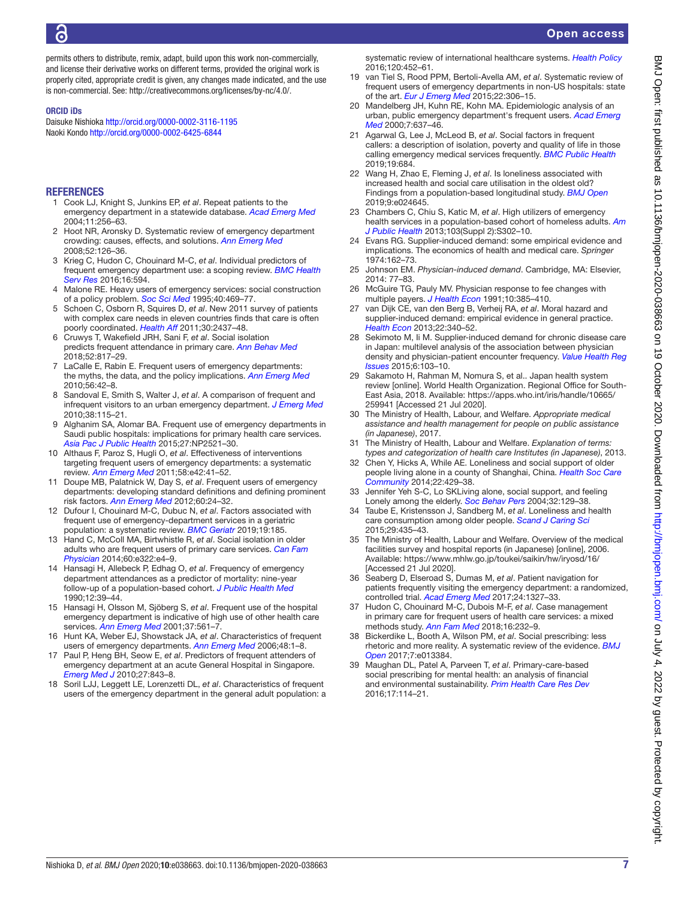permits others to distribute, remix, adapt, build upon this work non-commercially, and license their derivative works on different terms, provided the original work is properly cited, appropriate credit is given, any changes made indicated, and the use is non-commercial. See: http://creativecommons.org/licenses/by-nc/4.0/.

#### ORCID iDs

Daisuke Nishioka http://orcid.org/0000-0002-3116-1195
Naoki Kondo http://orcid.org/0000-0002-6425-6844

## REFERENCES

1. Cook LJ, Knight S, Junkins EP, *et al*. Repeat patients to the emergency department in a statewide database. *Acad Emerg Med* 2004;11:256–63.
2. Hoot NR, Aronsky D. Systematic review of emergency department crowding: causes, effects, and solutions. *Ann Emerg Med* 2008;52:126–36.
3. Krieg C, Hudon C, Chouinard M-C, *et al*. Individual predictors of frequent emergency department use: a scoping review. *BMC Health Serv Res* 2016;16:594.
4. Malone RE. Heavy users of emergency services: social construction of a policy problem. *Soc Sci Med* 1995;40:469–77.
5. Schoen C, Osborn R, Squires D, *et al*. New 2011 survey of patients with complex care needs in eleven countries finds that care is often poorly coordinated. *Health Aff* 2011;30:2437–48.
6. Cruwys T, Wakefield JRH, Sani F, *et al*. Social isolation predicts frequent attendance in primary care. *Ann Behav Med* 2018;52:817–29.
7. LaCalle E, Rabin E. Frequent users of emergency departments: the myths, the data, and the policy implications. *Ann Emerg Med* 2010;56:42–8.
8. Sandoval E, Smith S, Walter J, *et al*. A comparison of frequent and infrequent visitors to an urban emergency department. *J Emerg Med* 2010;38:115–21.
9. Alghanim SA, Alomar BA. Frequent use of emergency departments in Saudi public hospitals: implications for primary health care services. *Asia Pac J Public Health* 2015;27:NP2521–30.
10. Althaus F, Paroz S, Hugli O, *et al*. Effectiveness of interventions targeting frequent users of emergency departments: a systematic review. *Ann Emerg Med* 2011;58:e42:41–52.
11. Doupe MB, Palatnick W, Day S, *et al*. Frequent users of emergency departments: developing standard definitions and defining prominent risk factors. *Ann Emerg Med* 2012;60:24–32.
12. Dufour I, Chouinard M-C, Dubuc N, *et al*. Factors associated with frequent use of emergency-department services in a geriatric population: a systematic review. *BMC Geriatr* 2019;19:185.
13. Hand C, McColl MA, Birtwhistle R, *et al*. Social isolation in older adults who are frequent users of primary care services. *Can Fam Physician* 2014;60:e322:e4–9.
14. Hansagi H, Allebeck P, Edhag O, *et al*. Frequency of emergency department attendances as a predictor of mortality: nine-year follow-up of a population-based cohort. *J Public Health Med* 1990;12:39–44.
15. Hansagi H, Olsson M, Sjöberg S, *et al*. Frequent use of the hospital emergency department is indicative of high use of other health care services. *Ann Emerg Med* 2001;37:561–7.
16. Hunt KA, Weber EJ, Showstack JA, *et al*. Characteristics of frequent users of emergency departments. *Ann Emerg Med* 2006;48:1–8.
17. Paul P, Heng BH, Seow E, *et al*. Predictors of frequent attenders of emergency department at an acute General Hospital in Singapore. *Emerg Med J* 2010;27:843–8.
18. Soril LJJ, Leggett LE, Lorenzetti DL, *et al*. Characteristics of frequent users of the emergency department in the general adult population: a systematic review of international healthcare systems. *Health Policy* 2016;120:452–61.
19. van Tiel S, Rood PPM, Bertoli-Avella AM, *et al*. Systematic review of frequent users of emergency departments in non-US hospitals: state of the art. *Eur J Emerg Med* 2015;22:306–15.
20. Mandelberg JH, Kuhn RE, Kohn MA. Epidemiologic analysis of an urban, public emergency department's frequent users. *Acad Emerg Med* 2000;7:637–46.
21. Agarwal G, Lee J, McLeod B, *et al*. Social factors in frequent callers: a description of isolation, poverty and quality of life in those calling emergency medical services frequently. *BMC Public Health* 2019;19:684.
22. Wang H, Zhao E, Fleming J, *et al*. Is loneliness associated with increased health and social care utilisation in the oldest old? Findings from a population-based longitudinal study. *BMJ Open* 2019;9:e024645.
23. Chambers C, Chiu S, Katic M, *et al*. High utilizers of emergency health services in a population-based cohort of homeless adults. *Am J Public Health* 2013;103(Suppl 2):S302–10.
24. Evans RG. Supplier-induced demand: some empirical evidence and implications. The economics of health and medical care. *Springer* 1974:162–73.
25. Johnson EM. *Physician-induced demand*. Cambridge, MA: Elsevier, 2014: 77–83.
26. McGuire TG, Pauly MV. Physician response to fee changes with multiple payers. *J Health Econ* 1991;10:385–410.
27. van Dijk CE, van den Berg B, Verheij RA, *et al*. Moral hazard and supplier-induced demand: empirical evidence in general practice. *Health Econ* 2013;22:340–52.
28. Sekimoto M, Ii M. Supplier-induced demand for chronic disease care in Japan: multilevel analysis of the association between physician density and physician-patient encounter frequency. *Value Health Reg Issues* 2015;6:103–10.
29. Sakamoto H, Rahman M, Nomura S, et al.. Japan health system review [online]. World Health Organization. Regional Office for South-East Asia, 2018. Available: https://apps.who.int/iris/handle/10665/259941 [Accessed 21 Jul 2020].
30. The Ministry of Health, Labour, and Welfare. *Appropriate medical assistance and health management for people on public assistance (in Japanese)*, 2017.
31. The Ministry of Health, Labour and Welfare. *Explanation of terms: types and categorization of health care Institutes (in Japanese)*, 2013.
32. Chen Y, Hicks A, While AE. Loneliness and social support of older people living alone in a county of Shanghai, China. *Health Soc Care Community* 2014;22:429–38.
33. Jennifer Yeh S-C, Lo SKLiving alone, social support, and feeling Lonely among the elderly. *Soc Behav Pers* 2004;32:129–38.
34. Taube E, Kristensson J, Sandberg M, *et al*. Loneliness and health care consumption among older people. *Scand J Caring Sci* 2015;29:435–43.
35. The Ministry of Health, Labour and Welfare. Overview of the medical facilities survey and hospital reports (in Japanese) [online], 2006. Available: https://www.mhlw.go.jp/toukei/saikin/hw/iryosd/16/ [Accessed 21 Jul 2020].
36. Seaberg D, Elseroad S, Dumas M, *et al*. Patient navigation for patients frequently visiting the emergency department: a randomized, controlled trial. *Acad Emerg Med* 2017;24:1327–33.
37. Hudon C, Chouinard M-C, Dubois M-F, *et al*. Case management in primary care for frequent users of health care services: a mixed methods study. *Ann Fam Med* 2018;16:232–9.
38. Bickerdike L, Booth A, Wilson PM, *et al*. Social prescribing: less rhetoric and more reality. A systematic review of the evidence. *BMJ Open* 2017;7:e013384.
39. Maughan DL, Patel A, Parveen T, *et al*. Primary-care-based social prescribing for mental health: an analysis of financial and environmental sustainability. *Prim Health Care Res Dev* 2016;17:114–21.